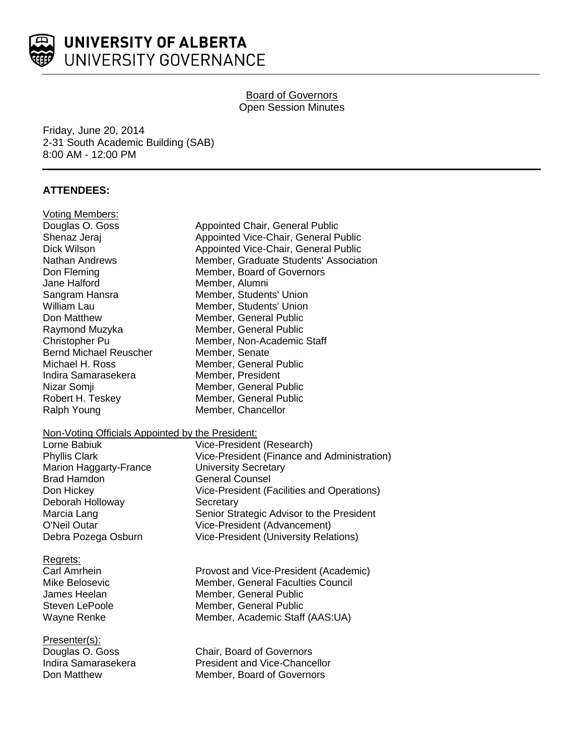**UNIVERSITY OF ALBERTA**
UNIVERSITY GOVERNANCE

# Board of Governors
Open Session Minutes

Friday, June 20, 2014
2-31 South Academic Building (SAB)
8:00 AM - 12:00 PM

## ATTENDEES:

**Voting Members:**

| | |
|---|---|
| Douglas O. Goss | Appointed Chair, General Public |
| Shenaz Jeraj | Appointed Vice-Chair, General Public |
| Dick Wilson | Appointed Vice-Chair, General Public |
| Nathan Andrews | Member, Graduate Students' Association |
| Don Fleming | Member, Board of Governors |
| Jane Halford | Member, Alumni |
| Sangram Hansra | Member, Students' Union |
| William Lau | Member, Students' Union |
| Don Matthew | Member, General Public |
| Raymond Muzyka | Member, General Public |
| Christopher Pu | Member, Non-Academic Staff |
| Bernd Michael Reuscher | Member, Senate |
| Michael H. Ross | Member, General Public |
| Indira Samarasekera | Member, President |
| Nizar Somji | Member, General Public |
| Robert H. Teskey | Member, General Public |
| Ralph Young | Member, Chancellor |

**Non-Voting Officials Appointed by the President:**

| | |
|---|---|
| Lorne Babiuk | Vice-President (Research) |
| Phyllis Clark | Vice-President (Finance and Administration) |
| Marion Haggarty-France | University Secretary |
| Brad Hamdon | General Counsel |
| Don Hickey | Vice-President (Facilities and Operations) |
| Deborah Holloway | Secretary |
| Marcia Lang | Senior Strategic Advisor to the President |
| O'Neil Outar | Vice-President (Advancement) |
| Debra Pozega Osburn | Vice-President (University Relations) |

**Regrets:**

| | |
|---|---|
| Carl Amrhein | Provost and Vice-President (Academic) |
| Mike Belosevic | Member, General Faculties Council |
| James Heelan | Member, General Public |
| Steven LePoole | Member, General Public |
| Wayne Renke | Member, Academic Staff (AAS:UA) |

**Presenter(s):**

| | |
|---|---|
| Douglas O. Goss | Chair, Board of Governors |
| Indira Samarasekera | President and Vice-Chancellor |
| Don Matthew | Member, Board of Governors |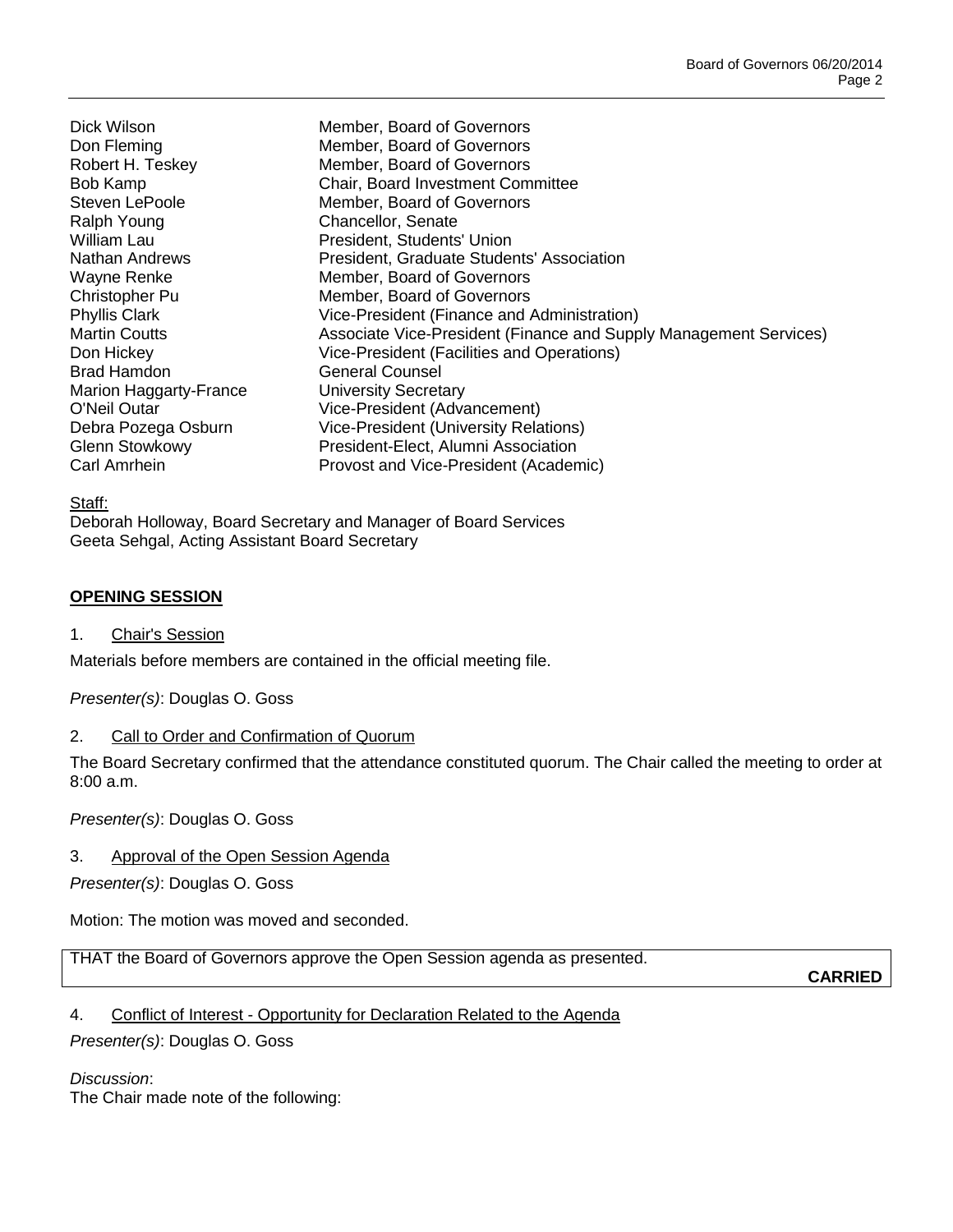| | |
|---|---|
| Dick Wilson | Member, Board of Governors |
| Don Fleming | Member, Board of Governors |
| Robert H. Teskey | Member, Board of Governors |
| Bob Kamp | Chair, Board Investment Committee |
| Steven LePoole | Member, Board of Governors |
| Ralph Young | Chancellor, Senate |
| William Lau | President, Students' Union |
| Nathan Andrews | President, Graduate Students' Association |
| Wayne Renke | Member, Board of Governors |
| Christopher Pu | Member, Board of Governors |
| Phyllis Clark | Vice-President (Finance and Administration) |
| Martin Coutts | Associate Vice-President (Finance and Supply Management Services) |
| Don Hickey | Vice-President (Facilities and Operations) |
| Brad Hamdon | General Counsel |
| Marion Haggarty-France | University Secretary |
| O'Neil Outar | Vice-President (Advancement) |
| Debra Pozega Osburn | Vice-President (University Relations) |
| Glenn Stowkowy | President-Elect, Alumni Association |
| Carl Amrhein | Provost and Vice-President (Academic) |

Staff:
Deborah Holloway, Board Secretary and Manager of Board Services
Geeta Sehgal, Acting Assistant Board Secretary

## OPENING SESSION

1. Chair's Session

Materials before members are contained in the official meeting file.

*Presenter(s)*: Douglas O. Goss

2. Call to Order and Confirmation of Quorum

The Board Secretary confirmed that the attendance constituted quorum. The Chair called the meeting to order at 8:00 a.m.

*Presenter(s)*: Douglas O. Goss

3. Approval of the Open Session Agenda

*Presenter(s)*: Douglas O. Goss

Motion: The motion was moved and seconded.

THAT the Board of Governors approve the Open Session agenda as presented.

**CARRIED**

4. Conflict of Interest - Opportunity for Declaration Related to the Agenda

*Presenter(s)*: Douglas O. Goss

*Discussion*:
The Chair made note of the following: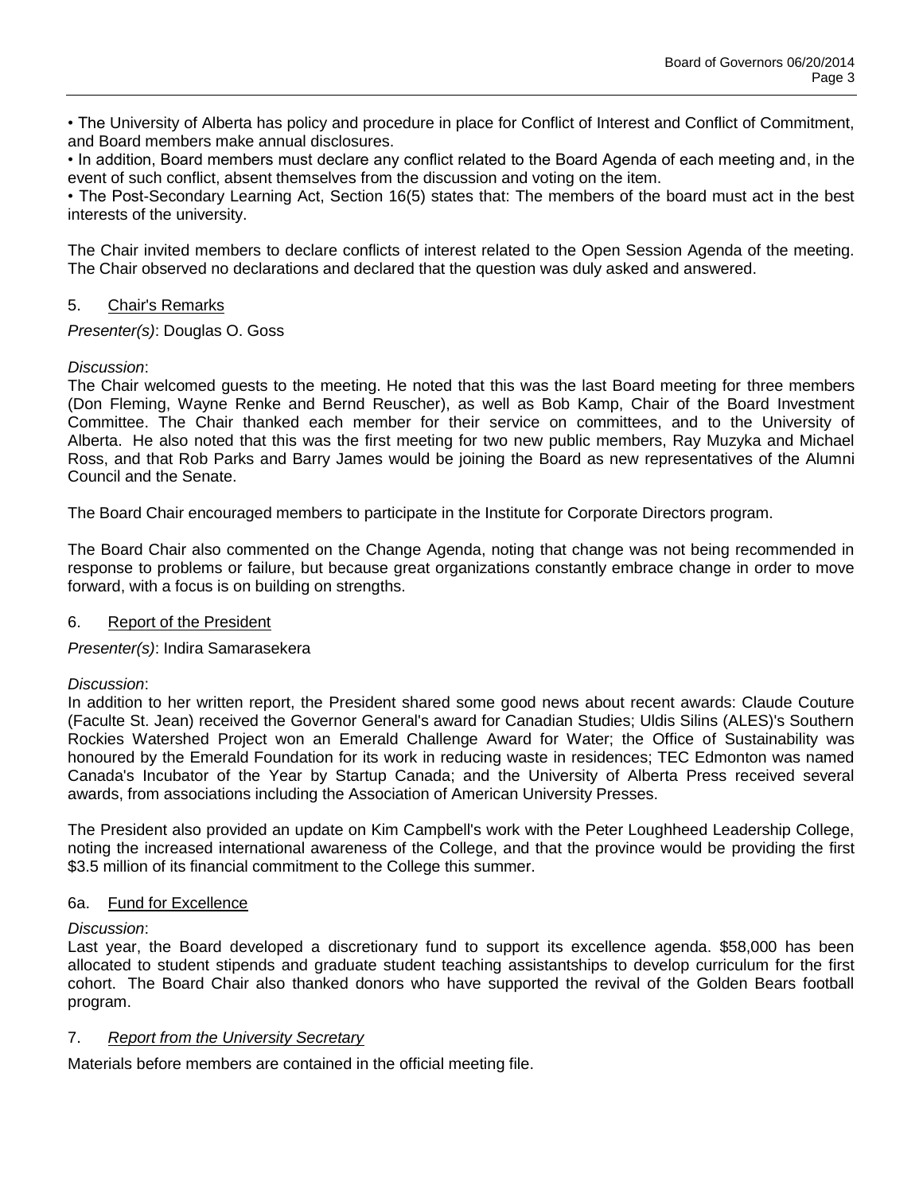• The University of Alberta has policy and procedure in place for Conflict of Interest and Conflict of Commitment, and Board members make annual disclosures.

• In addition, Board members must declare any conflict related to the Board Agenda of each meeting and, in the event of such conflict, absent themselves from the discussion and voting on the item.

• The Post-Secondary Learning Act, Section 16(5) states that: The members of the board must act in the best interests of the university.

The Chair invited members to declare conflicts of interest related to the Open Session Agenda of the meeting. The Chair observed no declarations and declared that the question was duly asked and answered.

## 5. Chair's Remarks

*Presenter(s)*: Douglas O. Goss

*Discussion*:

The Chair welcomed guests to the meeting. He noted that this was the last Board meeting for three members (Don Fleming, Wayne Renke and Bernd Reuscher), as well as Bob Kamp, Chair of the Board Investment Committee. The Chair thanked each member for their service on committees, and to the University of Alberta. He also noted that this was the first meeting for two new public members, Ray Muzyka and Michael Ross, and that Rob Parks and Barry James would be joining the Board as new representatives of the Alumni Council and the Senate.

The Board Chair encouraged members to participate in the Institute for Corporate Directors program.

The Board Chair also commented on the Change Agenda, noting that change was not being recommended in response to problems or failure, but because great organizations constantly embrace change in order to move forward, with a focus is on building on strengths.

## 6. Report of the President

*Presenter(s)*: Indira Samarasekera

*Discussion*:

In addition to her written report, the President shared some good news about recent awards: Claude Couture (Faculte St. Jean) received the Governor General's award for Canadian Studies; Uldis Silins (ALES)'s Southern Rockies Watershed Project won an Emerald Challenge Award for Water; the Office of Sustainability was honoured by the Emerald Foundation for its work in reducing waste in residences; TEC Edmonton was named Canada's Incubator of the Year by Startup Canada; and the University of Alberta Press received several awards, from associations including the Association of American University Presses.

The President also provided an update on Kim Campbell's work with the Peter Loughheed Leadership College, noting the increased international awareness of the College, and that the province would be providing the first $3.5 million of its financial commitment to the College this summer.

## 6a. Fund for Excellence

*Discussion*:

Last year, the Board developed a discretionary fund to support its excellence agenda. $58,000 has been allocated to student stipends and graduate student teaching assistantships to develop curriculum for the first cohort. The Board Chair also thanked donors who have supported the revival of the Golden Bears football program.

## 7. *Report from the University Secretary*

Materials before members are contained in the official meeting file.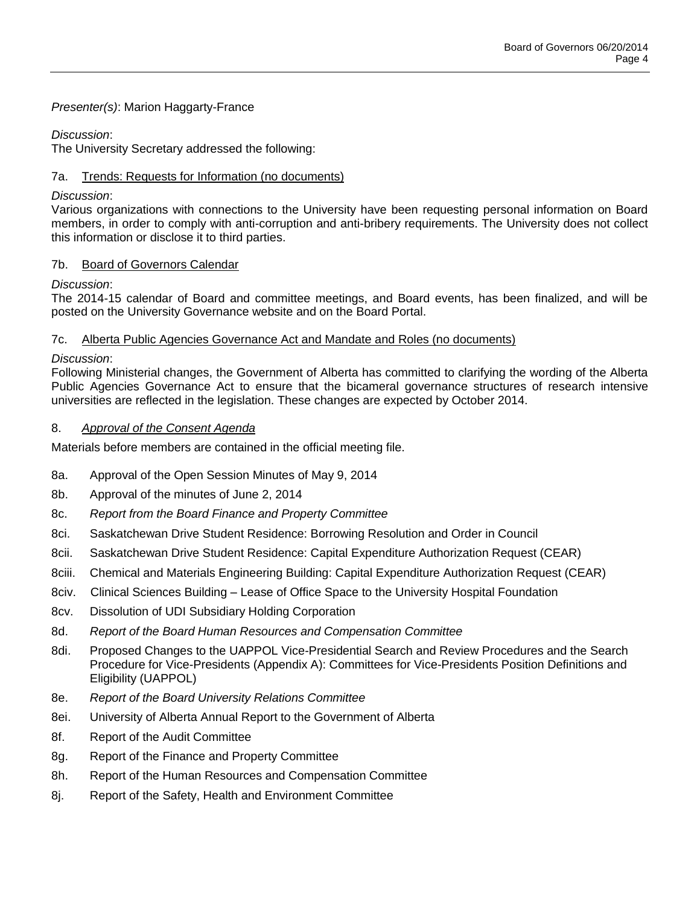*Presenter(s)*: Marion Haggarty-France

*Discussion*:
The University Secretary addressed the following:

7a. Trends: Requests for Information (no documents)

*Discussion*:
Various organizations with connections to the University have been requesting personal information on Board members, in order to comply with anti-corruption and anti-bribery requirements. The University does not collect this information or disclose it to third parties.

7b. Board of Governors Calendar

*Discussion*:
The 2014-15 calendar of Board and committee meetings, and Board events, has been finalized, and will be posted on the University Governance website and on the Board Portal.

7c. Alberta Public Agencies Governance Act and Mandate and Roles (no documents)

*Discussion*:
Following Ministerial changes, the Government of Alberta has committed to clarifying the wording of the Alberta Public Agencies Governance Act to ensure that the bicameral governance structures of research intensive universities are reflected in the legislation. These changes are expected by October 2014.

8. *Approval of the Consent Agenda*

Materials before members are contained in the official meeting file.

8a. Approval of the Open Session Minutes of May 9, 2014

8b. Approval of the minutes of June 2, 2014

8c. *Report from the Board Finance and Property Committee*

8ci. Saskatchewan Drive Student Residence: Borrowing Resolution and Order in Council

8cii. Saskatchewan Drive Student Residence: Capital Expenditure Authorization Request (CEAR)

8ciii. Chemical and Materials Engineering Building: Capital Expenditure Authorization Request (CEAR)

8civ. Clinical Sciences Building – Lease of Office Space to the University Hospital Foundation

8cv. Dissolution of UDI Subsidiary Holding Corporation

8d. *Report of the Board Human Resources and Compensation Committee*

8di. Proposed Changes to the UAPPOL Vice-Presidential Search and Review Procedures and the Search Procedure for Vice-Presidents (Appendix A): Committees for Vice-Presidents Position Definitions and Eligibility (UAPPOL)

8e. *Report of the Board University Relations Committee*

8ei. University of Alberta Annual Report to the Government of Alberta

8f. Report of the Audit Committee

8g. Report of the Finance and Property Committee

8h. Report of the Human Resources and Compensation Committee

8j. Report of the Safety, Health and Environment Committee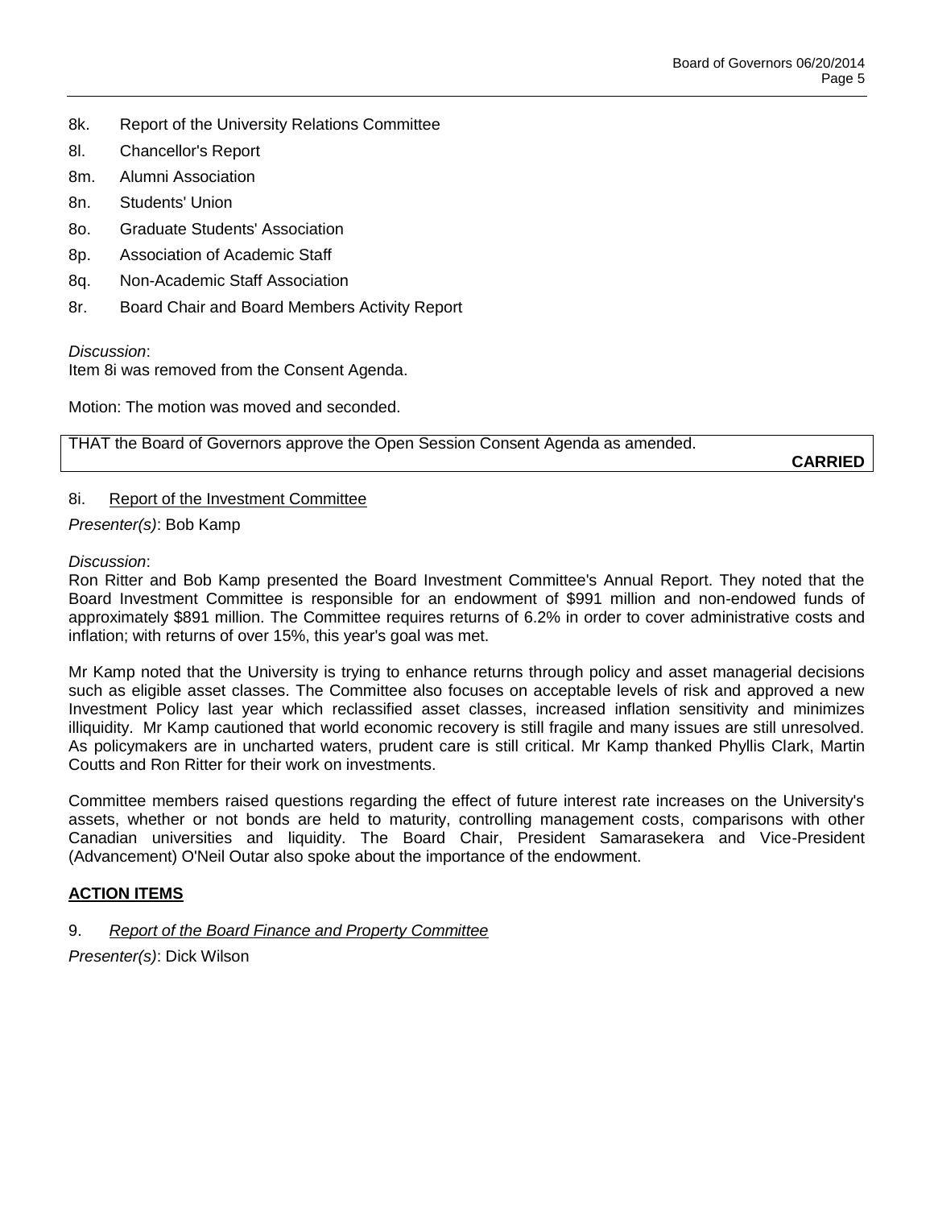8k. Report of the University Relations Committee

8l. Chancellor's Report

8m. Alumni Association

8n. Students' Union

8o. Graduate Students' Association

8p. Association of Academic Staff

8q. Non-Academic Staff Association

8r. Board Chair and Board Members Activity Report

*Discussion*:
Item 8i was removed from the Consent Agenda.

Motion: The motion was moved and seconded.

| THAT the Board of Governors approve the Open Session Consent Agenda as amended. **CARRIED** |
|---|

8i. Report of the Investment Committee

*Presenter(s)*: Bob Kamp

*Discussion*:
Ron Ritter and Bob Kamp presented the Board Investment Committee's Annual Report. They noted that the Board Investment Committee is responsible for an endowment of $991 million and non-endowed funds of approximately $891 million. The Committee requires returns of 6.2% in order to cover administrative costs and inflation; with returns of over 15%, this year's goal was met.

Mr Kamp noted that the University is trying to enhance returns through policy and asset managerial decisions such as eligible asset classes. The Committee also focuses on acceptable levels of risk and approved a new Investment Policy last year which reclassified asset classes, increased inflation sensitivity and minimizes illiquidity. Mr Kamp cautioned that world economic recovery is still fragile and many issues are still unresolved. As policymakers are in uncharted waters, prudent care is still critical. Mr Kamp thanked Phyllis Clark, Martin Coutts and Ron Ritter for their work on investments.

Committee members raised questions regarding the effect of future interest rate increases on the University's assets, whether or not bonds are held to maturity, controlling management costs, comparisons with other Canadian universities and liquidity. The Board Chair, President Samarasekera and Vice-President (Advancement) O'Neil Outar also spoke about the importance of the endowment.

## ACTION ITEMS

9. *Report of the Board Finance and Property Committee*

*Presenter(s)*: Dick Wilson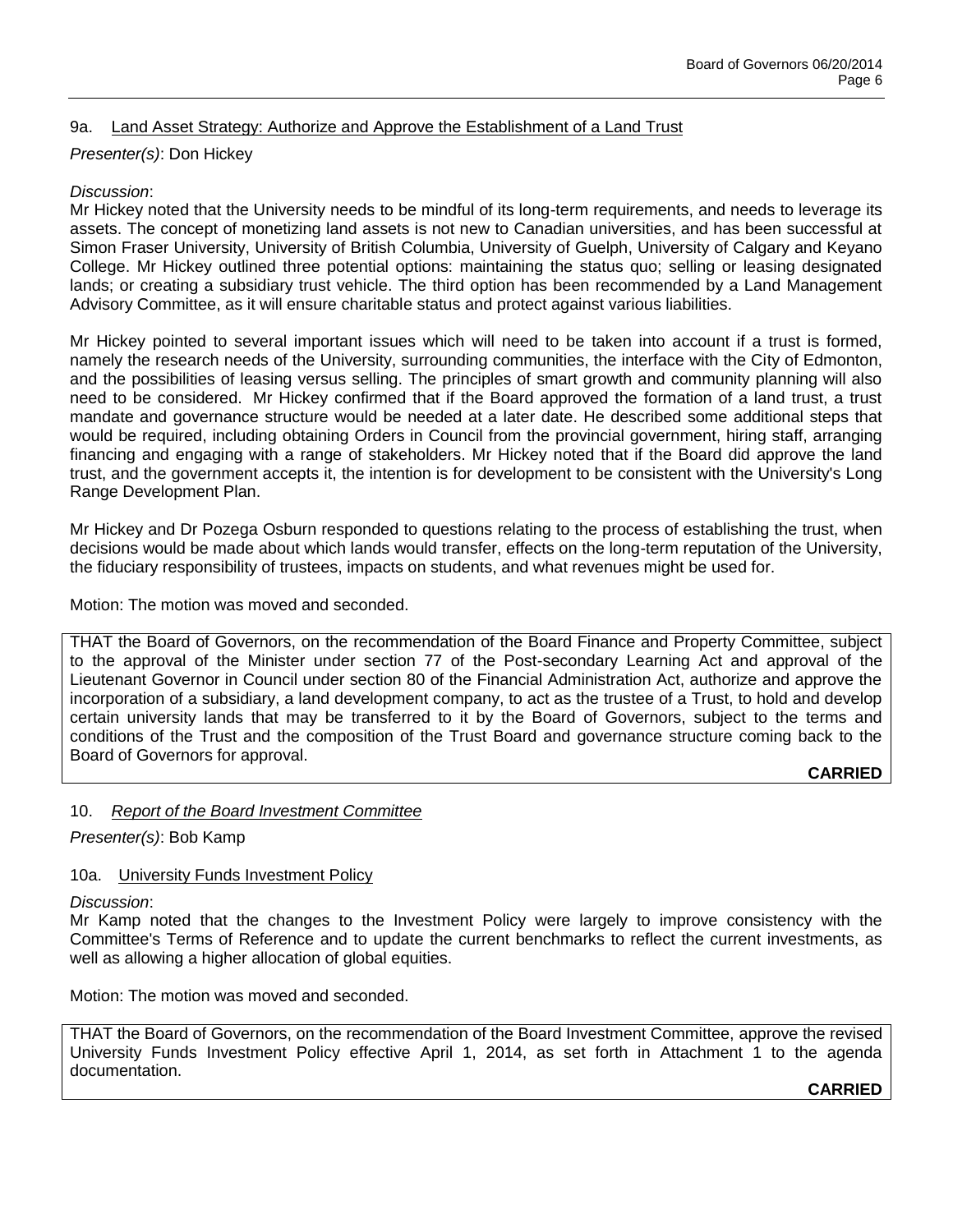### 9a. Land Asset Strategy: Authorize and Approve the Establishment of a Land Trust

*Presenter(s)*: Don Hickey

*Discussion*:

Mr Hickey noted that the University needs to be mindful of its long-term requirements, and needs to leverage its assets. The concept of monetizing land assets is not new to Canadian universities, and has been successful at Simon Fraser University, University of British Columbia, University of Guelph, University of Calgary and Keyano College. Mr Hickey outlined three potential options: maintaining the status quo; selling or leasing designated lands; or creating a subsidiary trust vehicle. The third option has been recommended by a Land Management Advisory Committee, as it will ensure charitable status and protect against various liabilities.

Mr Hickey pointed to several important issues which will need to be taken into account if a trust is formed, namely the research needs of the University, surrounding communities, the interface with the City of Edmonton, and the possibilities of leasing versus selling. The principles of smart growth and community planning will also need to be considered. Mr Hickey confirmed that if the Board approved the formation of a land trust, a trust mandate and governance structure would be needed at a later date. He described some additional steps that would be required, including obtaining Orders in Council from the provincial government, hiring staff, arranging financing and engaging with a range of stakeholders. Mr Hickey noted that if the Board did approve the land trust, and the government accepts it, the intention is for development to be consistent with the University's Long Range Development Plan.

Mr Hickey and Dr Pozega Osburn responded to questions relating to the process of establishing the trust, when decisions would be made about which lands would transfer, effects on the long-term reputation of the University, the fiduciary responsibility of trustees, impacts on students, and what revenues might be used for.

Motion: The motion was moved and seconded.

THAT the Board of Governors, on the recommendation of the Board Finance and Property Committee, subject to the approval of the Minister under section 77 of the Post-secondary Learning Act and approval of the Lieutenant Governor in Council under section 80 of the Financial Administration Act, authorize and approve the incorporation of a subsidiary, a land development company, to act as the trustee of a Trust, to hold and develop certain university lands that may be transferred to it by the Board of Governors, subject to the terms and conditions of the Trust and the composition of the Trust Board and governance structure coming back to the Board of Governors for approval.

**CARRIED**

## 10. *Report of the Board Investment Committee*

*Presenter(s)*: Bob Kamp

### 10a. University Funds Investment Policy

*Discussion*:

Mr Kamp noted that the changes to the Investment Policy were largely to improve consistency with the Committee's Terms of Reference and to update the current benchmarks to reflect the current investments, as well as allowing a higher allocation of global equities.

Motion: The motion was moved and seconded.

THAT the Board of Governors, on the recommendation of the Board Investment Committee, approve the revised University Funds Investment Policy effective April 1, 2014, as set forth in Attachment 1 to the agenda documentation.

**CARRIED**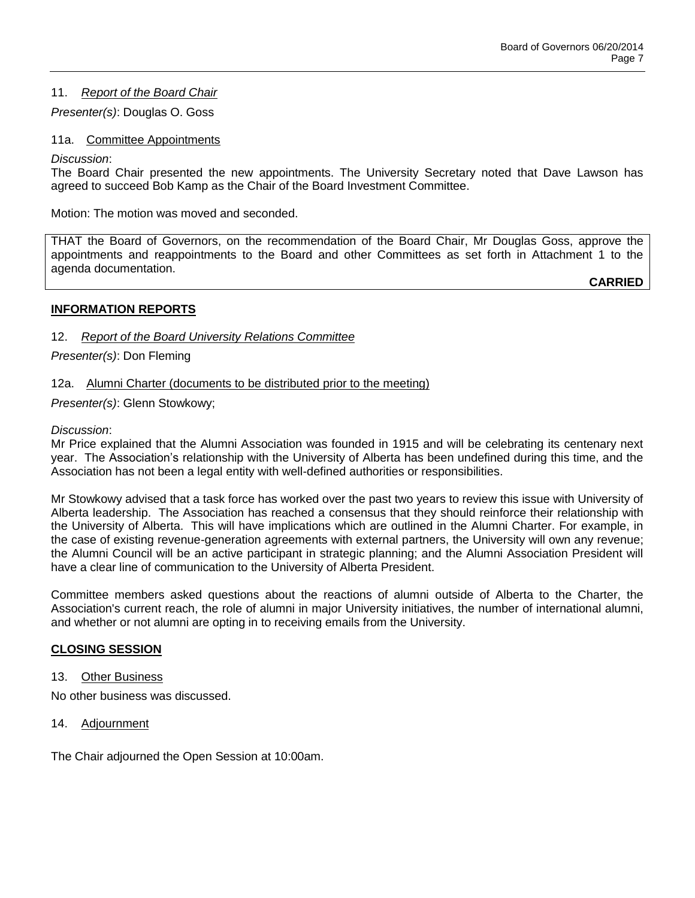11. *Report of the Board Chair*

*Presenter(s)*: Douglas O. Goss

11a. Committee Appointments

*Discussion*:
The Board Chair presented the new appointments. The University Secretary noted that Dave Lawson has agreed to succeed Bob Kamp as the Chair of the Board Investment Committee.

Motion: The motion was moved and seconded.

THAT the Board of Governors, on the recommendation of the Board Chair, Mr Douglas Goss, approve the appointments and reappointments to the Board and other Committees as set forth in Attachment 1 to the agenda documentation.

**CARRIED**

## INFORMATION REPORTS

12. *Report of the Board University Relations Committee*

*Presenter(s)*: Don Fleming

12a. Alumni Charter (documents to be distributed prior to the meeting)

*Presenter(s)*: Glenn Stowkowy;

*Discussion*:
Mr Price explained that the Alumni Association was founded in 1915 and will be celebrating its centenary next year. The Association's relationship with the University of Alberta has been undefined during this time, and the Association has not been a legal entity with well-defined authorities or responsibilities.

Mr Stowkowy advised that a task force has worked over the past two years to review this issue with University of Alberta leadership. The Association has reached a consensus that they should reinforce their relationship with the University of Alberta. This will have implications which are outlined in the Alumni Charter. For example, in the case of existing revenue-generation agreements with external partners, the University will own any revenue; the Alumni Council will be an active participant in strategic planning; and the Alumni Association President will have a clear line of communication to the University of Alberta President.

Committee members asked questions about the reactions of alumni outside of Alberta to the Charter, the Association's current reach, the role of alumni in major University initiatives, the number of international alumni, and whether or not alumni are opting in to receiving emails from the University.

## CLOSING SESSION

13. Other Business

No other business was discussed.

14. Adjournment

The Chair adjourned the Open Session at 10:00am.